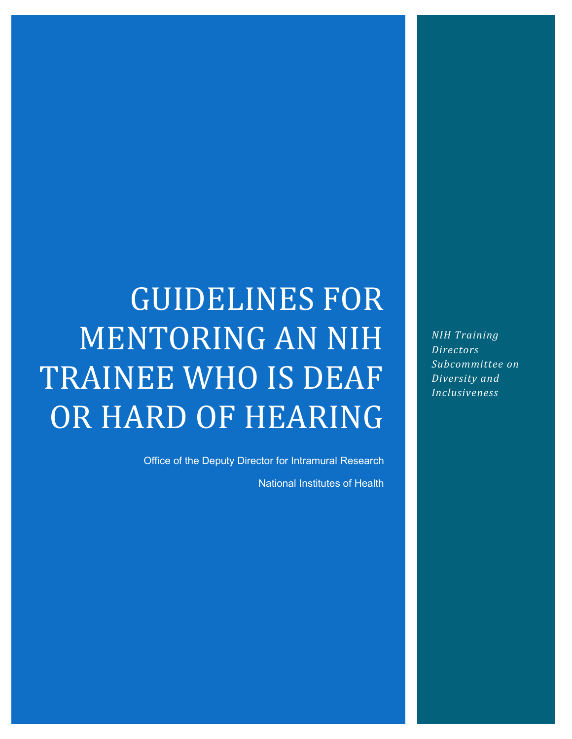# GUIDELINES FOR MENTORING AN NIH TRAINEE WHO IS DEAF OR HARD OF HEARING

Office of the Deputy Director for Intramural Research

National Institutes of Health

*NIH Training Directors Subcommittee on Diversity and Inclusiveness*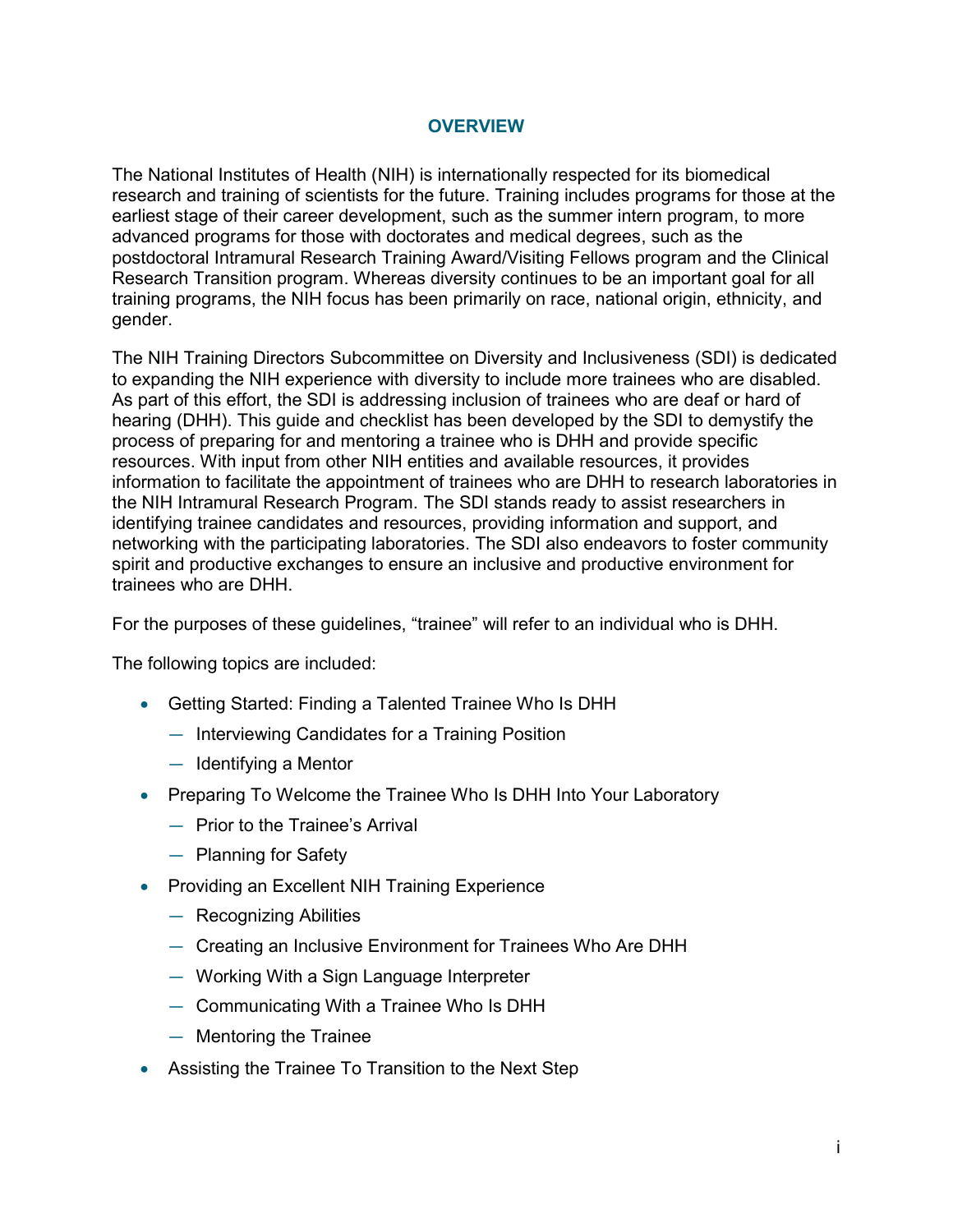## OVERVIEW

The National Institutes of Health (NIH) is internationally respected for its biomedical research and training of scientists for the future. Training includes programs for those at the earliest stage of their career development, such as the summer intern program, to more advanced programs for those with doctorates and medical degrees, such as the postdoctoral Intramural Research Training Award/Visiting Fellows program and the Clinical Research Transition program. Whereas diversity continues to be an important goal for all training programs, the NIH focus has been primarily on race, national origin, ethnicity, and gender.

The NIH Training Directors Subcommittee on Diversity and Inclusiveness (SDI) is dedicated to expanding the NIH experience with diversity to include more trainees who are disabled. As part of this effort, the SDI is addressing inclusion of trainees who are deaf or hard of hearing (DHH). This guide and checklist has been developed by the SDI to demystify the process of preparing for and mentoring a trainee who is DHH and provide specific resources. With input from other NIH entities and available resources, it provides information to facilitate the appointment of trainees who are DHH to research laboratories in the NIH Intramural Research Program. The SDI stands ready to assist researchers in identifying trainee candidates and resources, providing information and support, and networking with the participating laboratories. The SDI also endeavors to foster community spirit and productive exchanges to ensure an inclusive and productive environment for trainees who are DHH.

For the purposes of these guidelines, “trainee” will refer to an individual who is DHH.

The following topics are included:

- Getting Started: Finding a Talented Trainee Who Is DHH
  - Interviewing Candidates for a Training Position
  - Identifying a Mentor
- Preparing To Welcome the Trainee Who Is DHH Into Your Laboratory
  - Prior to the Trainee’s Arrival
  - Planning for Safety
- Providing an Excellent NIH Training Experience
  - Recognizing Abilities
  - Creating an Inclusive Environment for Trainees Who Are DHH
  - Working With a Sign Language Interpreter
  - Communicating With a Trainee Who Is DHH
  - Mentoring the Trainee
- Assisting the Trainee To Transition to the Next Step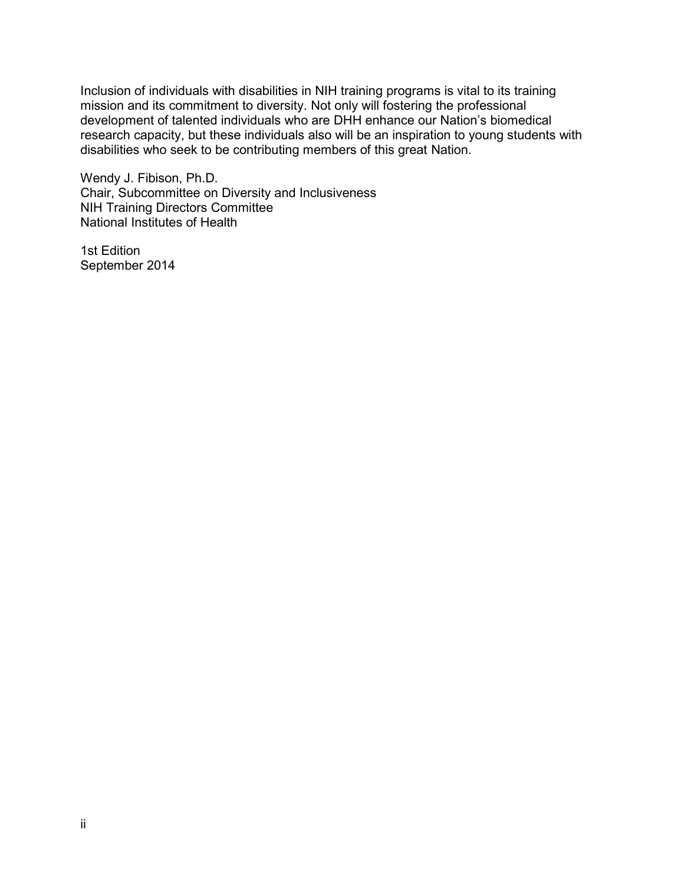Inclusion of individuals with disabilities in NIH training programs is vital to its training mission and its commitment to diversity. Not only will fostering the professional development of talented individuals who are DHH enhance our Nation's biomedical research capacity, but these individuals also will be an inspiration to young students with disabilities who seek to be contributing members of this great Nation.

Wendy J. Fibison, Ph.D.
Chair, Subcommittee on Diversity and Inclusiveness
NIH Training Directors Committee
National Institutes of Health

1st Edition
September 2014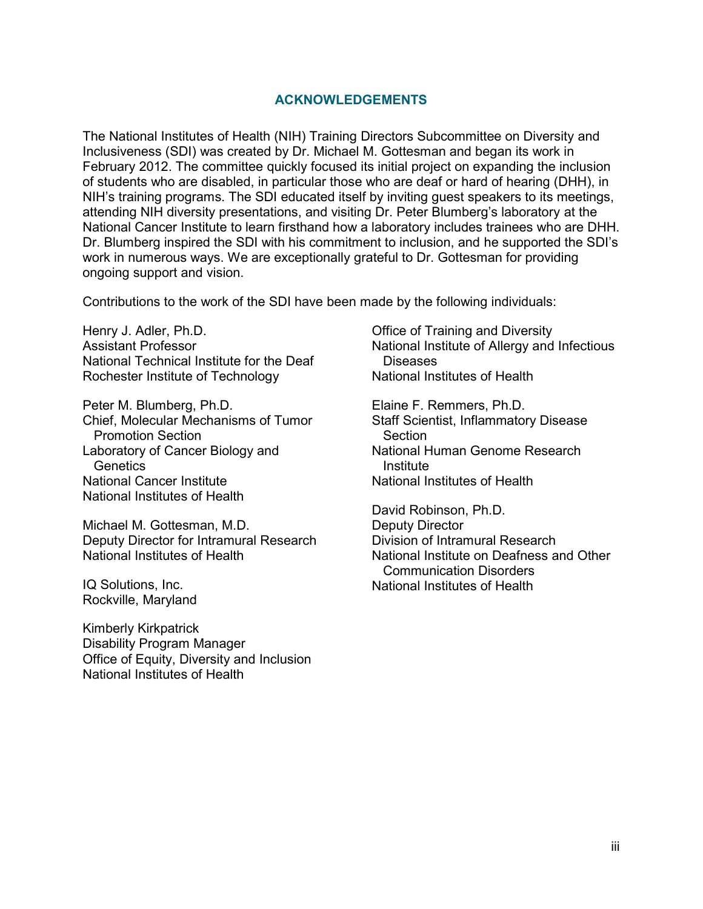## ACKNOWLEDGEMENTS

The National Institutes of Health (NIH) Training Directors Subcommittee on Diversity and Inclusiveness (SDI) was created by Dr. Michael M. Gottesman and began its work in February 2012. The committee quickly focused its initial project on expanding the inclusion of students who are disabled, in particular those who are deaf or hard of hearing (DHH), in NIH's training programs. The SDI educated itself by inviting guest speakers to its meetings, attending NIH diversity presentations, and visiting Dr. Peter Blumberg's laboratory at the National Cancer Institute to learn firsthand how a laboratory includes trainees who are DHH. Dr. Blumberg inspired the SDI with his commitment to inclusion, and he supported the SDI's work in numerous ways. We are exceptionally grateful to Dr. Gottesman for providing ongoing support and vision.

Contributions to the work of the SDI have been made by the following individuals:

Henry J. Adler, Ph.D.
Assistant Professor
National Technical Institute for the Deaf
Rochester Institute of Technology

Peter M. Blumberg, Ph.D.
Chief, Molecular Mechanisms of Tumor Promotion Section
Laboratory of Cancer Biology and Genetics
National Cancer Institute
National Institutes of Health

Michael M. Gottesman, M.D.
Deputy Director for Intramural Research
National Institutes of Health

IQ Solutions, Inc.
Rockville, Maryland

Kimberly Kirkpatrick
Disability Program Manager
Office of Equity, Diversity and Inclusion
National Institutes of Health

Office of Training and Diversity
National Institute of Allergy and Infectious Diseases
National Institutes of Health

Elaine F. Remmers, Ph.D.
Staff Scientist, Inflammatory Disease Section
National Human Genome Research Institute
National Institutes of Health

David Robinson, Ph.D.
Deputy Director
Division of Intramural Research
National Institute on Deafness and Other Communication Disorders
National Institutes of Health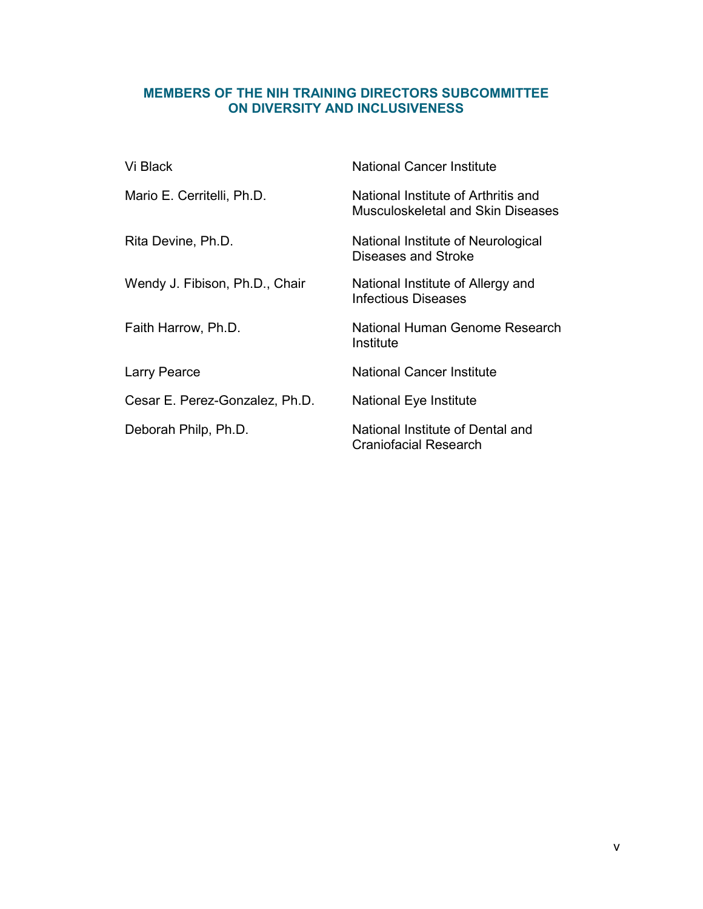## MEMBERS OF THE NIH TRAINING DIRECTORS SUBCOMMITTEE ON DIVERSITY AND INCLUSIVENESS

| | |
|---|---|
| Vi Black | National Cancer Institute |
| Mario E. Cerritelli, Ph.D. | National Institute of Arthritis and Musculoskeletal and Skin Diseases |
| Rita Devine, Ph.D. | National Institute of Neurological Diseases and Stroke |
| Wendy J. Fibison, Ph.D., Chair | National Institute of Allergy and Infectious Diseases |
| Faith Harrow, Ph.D. | National Human Genome Research Institute |
| Larry Pearce | National Cancer Institute |
| Cesar E. Perez-Gonzalez, Ph.D. | National Eye Institute |
| Deborah Philp, Ph.D. | National Institute of Dental and Craniofacial Research |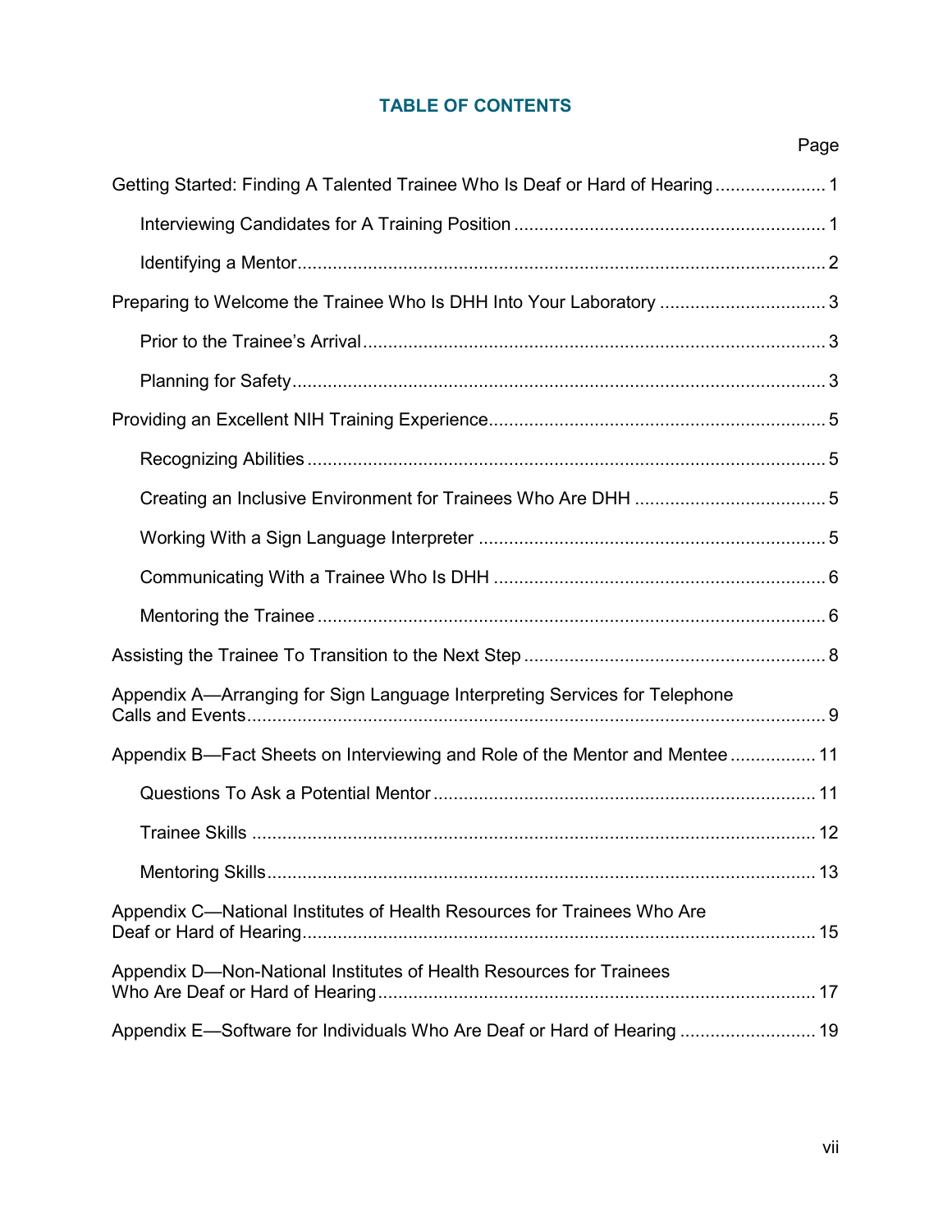## TABLE OF CONTENTS

| | Page |
|---|---|
| Getting Started: Finding A Talented Trainee Who Is Deaf or Hard of Hearing | 1 |
| Interviewing Candidates for A Training Position | 1 |
| Identifying a Mentor | 2 |
| Preparing to Welcome the Trainee Who Is DHH Into Your Laboratory | 3 |
| Prior to the Trainee's Arrival | 3 |
| Planning for Safety | 3 |
| Providing an Excellent NIH Training Experience | 5 |
| Recognizing Abilities | 5 |
| Creating an Inclusive Environment for Trainees Who Are DHH | 5 |
| Working With a Sign Language Interpreter | 5 |
| Communicating With a Trainee Who Is DHH | 6 |
| Mentoring the Trainee | 6 |
| Assisting the Trainee To Transition to the Next Step | 8 |
| Appendix A—Arranging for Sign Language Interpreting Services for Telephone Calls and Events | 9 |
| Appendix B—Fact Sheets on Interviewing and Role of the Mentor and Mentee | 11 |
| Questions To Ask a Potential Mentor | 11 |
| Trainee Skills | 12 |
| Mentoring Skills | 13 |
| Appendix C—National Institutes of Health Resources for Trainees Who Are Deaf or Hard of Hearing | 15 |
| Appendix D—Non-National Institutes of Health Resources for Trainees Who Are Deaf or Hard of Hearing | 17 |
| Appendix E—Software for Individuals Who Are Deaf or Hard of Hearing | 19 |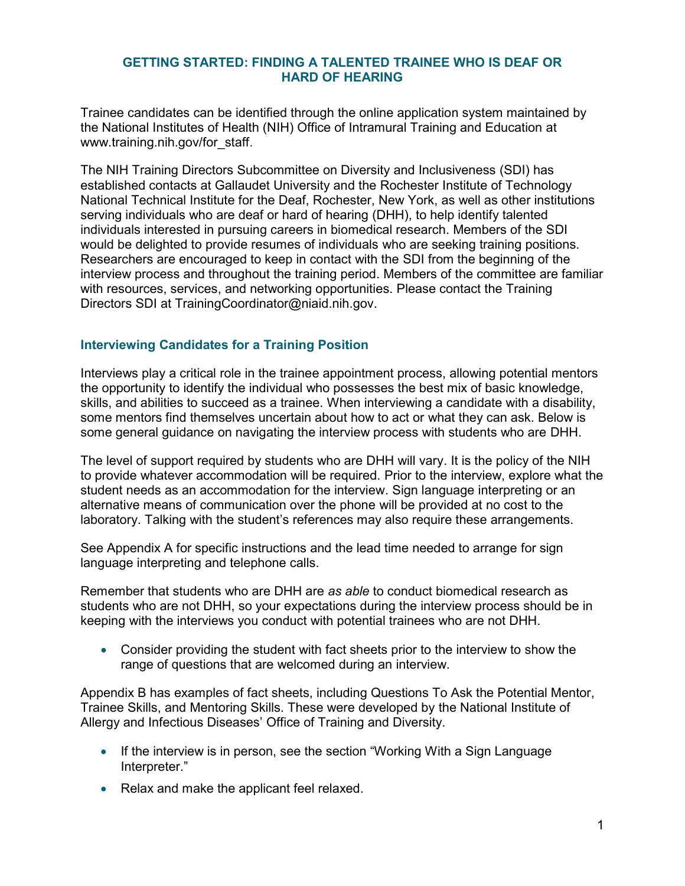## GETTING STARTED: FINDING A TALENTED TRAINEE WHO IS DEAF OR HARD OF HEARING

Trainee candidates can be identified through the online application system maintained by the National Institutes of Health (NIH) Office of Intramural Training and Education at www.training.nih.gov/for_staff.

The NIH Training Directors Subcommittee on Diversity and Inclusiveness (SDI) has established contacts at Gallaudet University and the Rochester Institute of Technology National Technical Institute for the Deaf, Rochester, New York, as well as other institutions serving individuals who are deaf or hard of hearing (DHH), to help identify talented individuals interested in pursuing careers in biomedical research. Members of the SDI would be delighted to provide resumes of individuals who are seeking training positions. Researchers are encouraged to keep in contact with the SDI from the beginning of the interview process and throughout the training period. Members of the committee are familiar with resources, services, and networking opportunities. Please contact the Training Directors SDI at TrainingCoordinator@niaid.nih.gov.

### Interviewing Candidates for a Training Position

Interviews play a critical role in the trainee appointment process, allowing potential mentors the opportunity to identify the individual who possesses the best mix of basic knowledge, skills, and abilities to succeed as a trainee. When interviewing a candidate with a disability, some mentors find themselves uncertain about how to act or what they can ask. Below is some general guidance on navigating the interview process with students who are DHH.

The level of support required by students who are DHH will vary. It is the policy of the NIH to provide whatever accommodation will be required. Prior to the interview, explore what the student needs as an accommodation for the interview. Sign language interpreting or an alternative means of communication over the phone will be provided at no cost to the laboratory. Talking with the student's references may also require these arrangements.

See Appendix A for specific instructions and the lead time needed to arrange for sign language interpreting and telephone calls.

Remember that students who are DHH are *as able* to conduct biomedical research as students who are not DHH, so your expectations during the interview process should be in keeping with the interviews you conduct with potential trainees who are not DHH.

- Consider providing the student with fact sheets prior to the interview to show the range of questions that are welcomed during an interview.

Appendix B has examples of fact sheets, including Questions To Ask the Potential Mentor, Trainee Skills, and Mentoring Skills. These were developed by the National Institute of Allergy and Infectious Diseases' Office of Training and Diversity.

- If the interview is in person, see the section "Working With a Sign Language Interpreter."
- Relax and make the applicant feel relaxed.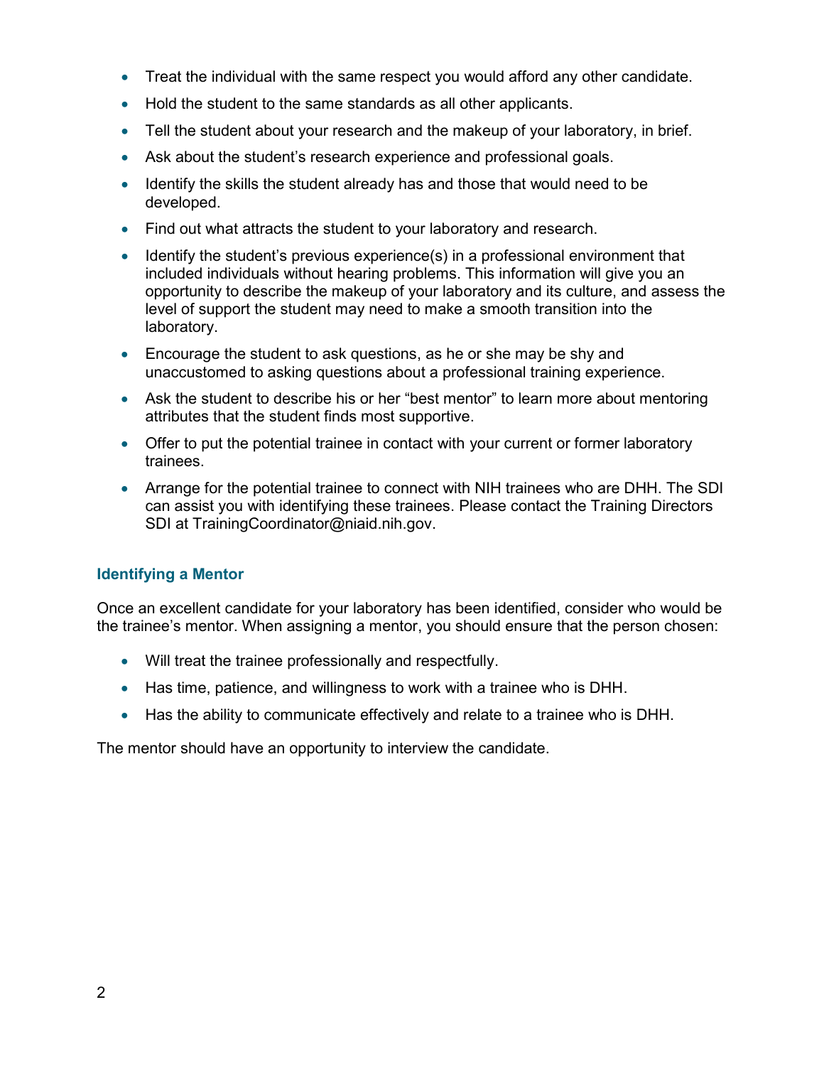- Treat the individual with the same respect you would afford any other candidate.
- Hold the student to the same standards as all other applicants.
- Tell the student about your research and the makeup of your laboratory, in brief.
- Ask about the student's research experience and professional goals.
- Identify the skills the student already has and those that would need to be developed.
- Find out what attracts the student to your laboratory and research.
- Identify the student's previous experience(s) in a professional environment that included individuals without hearing problems. This information will give you an opportunity to describe the makeup of your laboratory and its culture, and assess the level of support the student may need to make a smooth transition into the laboratory.
- Encourage the student to ask questions, as he or she may be shy and unaccustomed to asking questions about a professional training experience.
- Ask the student to describe his or her "best mentor" to learn more about mentoring attributes that the student finds most supportive.
- Offer to put the potential trainee in contact with your current or former laboratory trainees.
- Arrange for the potential trainee to connect with NIH trainees who are DHH. The SDI can assist you with identifying these trainees. Please contact the Training Directors SDI at TrainingCoordinator@niaid.nih.gov.

### Identifying a Mentor

Once an excellent candidate for your laboratory has been identified, consider who would be the trainee's mentor. When assigning a mentor, you should ensure that the person chosen:

- Will treat the trainee professionally and respectfully.
- Has time, patience, and willingness to work with a trainee who is DHH.
- Has the ability to communicate effectively and relate to a trainee who is DHH.

The mentor should have an opportunity to interview the candidate.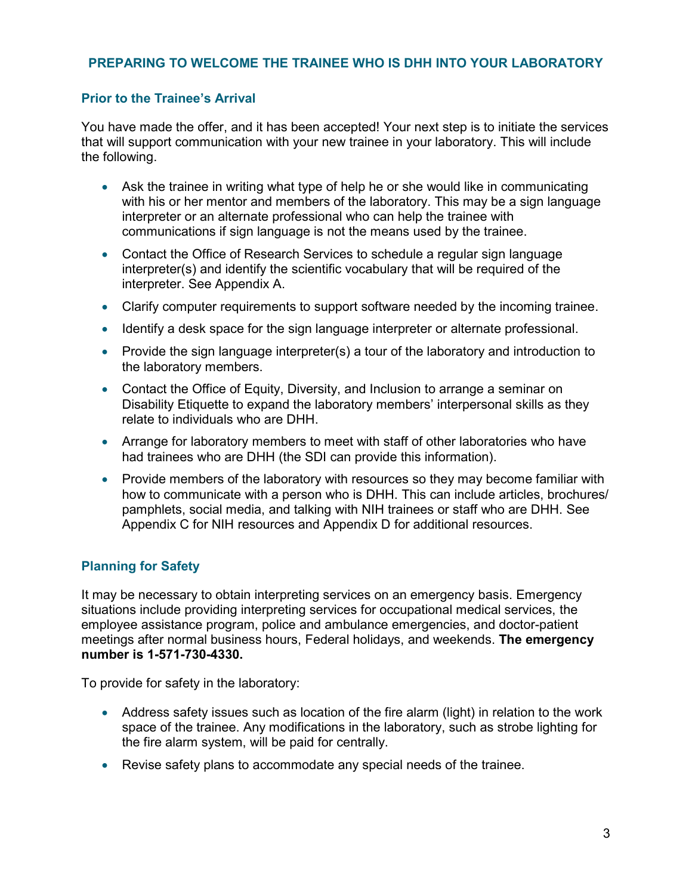## PREPARING TO WELCOME THE TRAINEE WHO IS DHH INTO YOUR LABORATORY

### Prior to the Trainee's Arrival

You have made the offer, and it has been accepted! Your next step is to initiate the services that will support communication with your new trainee in your laboratory. This will include the following.

- Ask the trainee in writing what type of help he or she would like in communicating with his or her mentor and members of the laboratory. This may be a sign language interpreter or an alternate professional who can help the trainee with communications if sign language is not the means used by the trainee.
- Contact the Office of Research Services to schedule a regular sign language interpreter(s) and identify the scientific vocabulary that will be required of the interpreter. See Appendix A.
- Clarify computer requirements to support software needed by the incoming trainee.
- Identify a desk space for the sign language interpreter or alternate professional.
- Provide the sign language interpreter(s) a tour of the laboratory and introduction to the laboratory members.
- Contact the Office of Equity, Diversity, and Inclusion to arrange a seminar on Disability Etiquette to expand the laboratory members' interpersonal skills as they relate to individuals who are DHH.
- Arrange for laboratory members to meet with staff of other laboratories who have had trainees who are DHH (the SDI can provide this information).
- Provide members of the laboratory with resources so they may become familiar with how to communicate with a person who is DHH. This can include articles, brochures/ pamphlets, social media, and talking with NIH trainees or staff who are DHH. See Appendix C for NIH resources and Appendix D for additional resources.

### Planning for Safety

It may be necessary to obtain interpreting services on an emergency basis. Emergency situations include providing interpreting services for occupational medical services, the employee assistance program, police and ambulance emergencies, and doctor-patient meetings after normal business hours, Federal holidays, and weekends. **The emergency number is 1-571-730-4330.**

To provide for safety in the laboratory:

- Address safety issues such as location of the fire alarm (light) in relation to the work space of the trainee. Any modifications in the laboratory, such as strobe lighting for the fire alarm system, will be paid for centrally.
- Revise safety plans to accommodate any special needs of the trainee.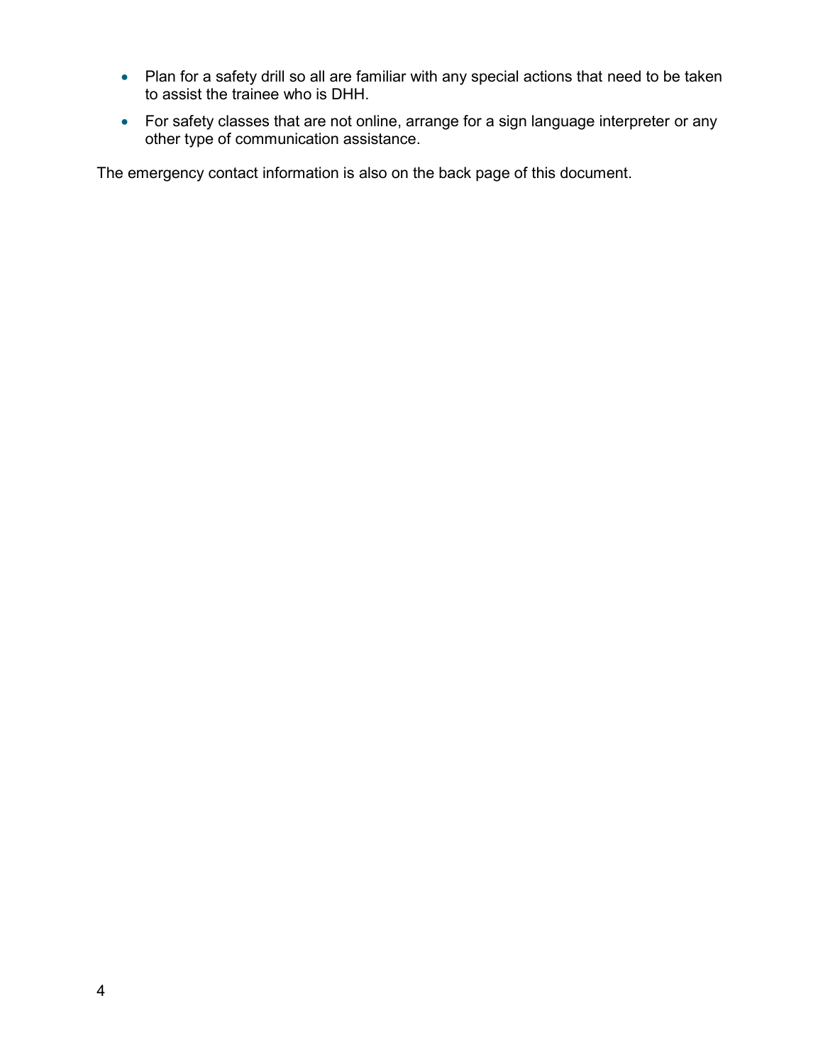- Plan for a safety drill so all are familiar with any special actions that need to be taken to assist the trainee who is DHH.
- For safety classes that are not online, arrange for a sign language interpreter or any other type of communication assistance.

The emergency contact information is also on the back page of this document.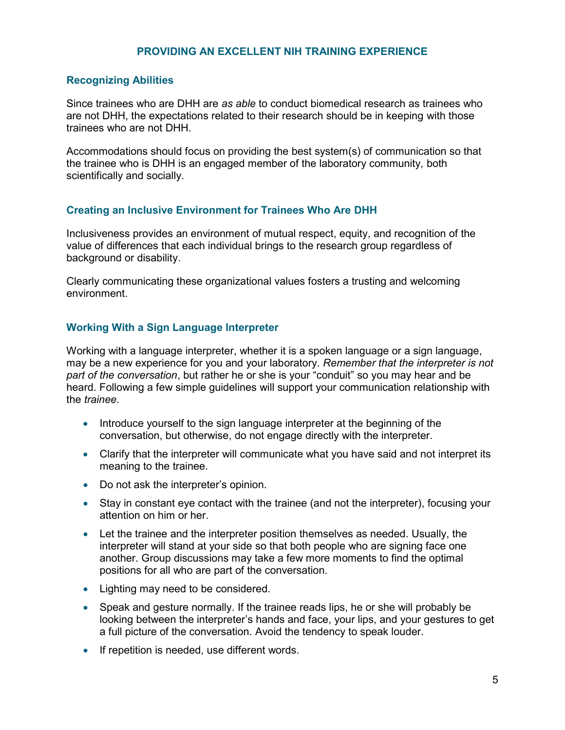## PROVIDING AN EXCELLENT NIH TRAINING EXPERIENCE

### Recognizing Abilities

Since trainees who are DHH are *as able* to conduct biomedical research as trainees who are not DHH, the expectations related to their research should be in keeping with those trainees who are not DHH.

Accommodations should focus on providing the best system(s) of communication so that the trainee who is DHH is an engaged member of the laboratory community, both scientifically and socially.

### Creating an Inclusive Environment for Trainees Who Are DHH

Inclusiveness provides an environment of mutual respect, equity, and recognition of the value of differences that each individual brings to the research group regardless of background or disability.

Clearly communicating these organizational values fosters a trusting and welcoming environment.

### Working With a Sign Language Interpreter

Working with a language interpreter, whether it is a spoken language or a sign language, may be a new experience for you and your laboratory. *Remember that the interpreter is not part of the conversation*, but rather he or she is your "conduit" so you may hear and be heard. Following a few simple guidelines will support your communication relationship with the *trainee*.

- Introduce yourself to the sign language interpreter at the beginning of the conversation, but otherwise, do not engage directly with the interpreter.
- Clarify that the interpreter will communicate what you have said and not interpret its meaning to the trainee.
- Do not ask the interpreter's opinion.
- Stay in constant eye contact with the trainee (and not the interpreter), focusing your attention on him or her.
- Let the trainee and the interpreter position themselves as needed. Usually, the interpreter will stand at your side so that both people who are signing face one another. Group discussions may take a few more moments to find the optimal positions for all who are part of the conversation.
- Lighting may need to be considered.
- Speak and gesture normally. If the trainee reads lips, he or she will probably be looking between the interpreter's hands and face, your lips, and your gestures to get a full picture of the conversation. Avoid the tendency to speak louder.
- If repetition is needed, use different words.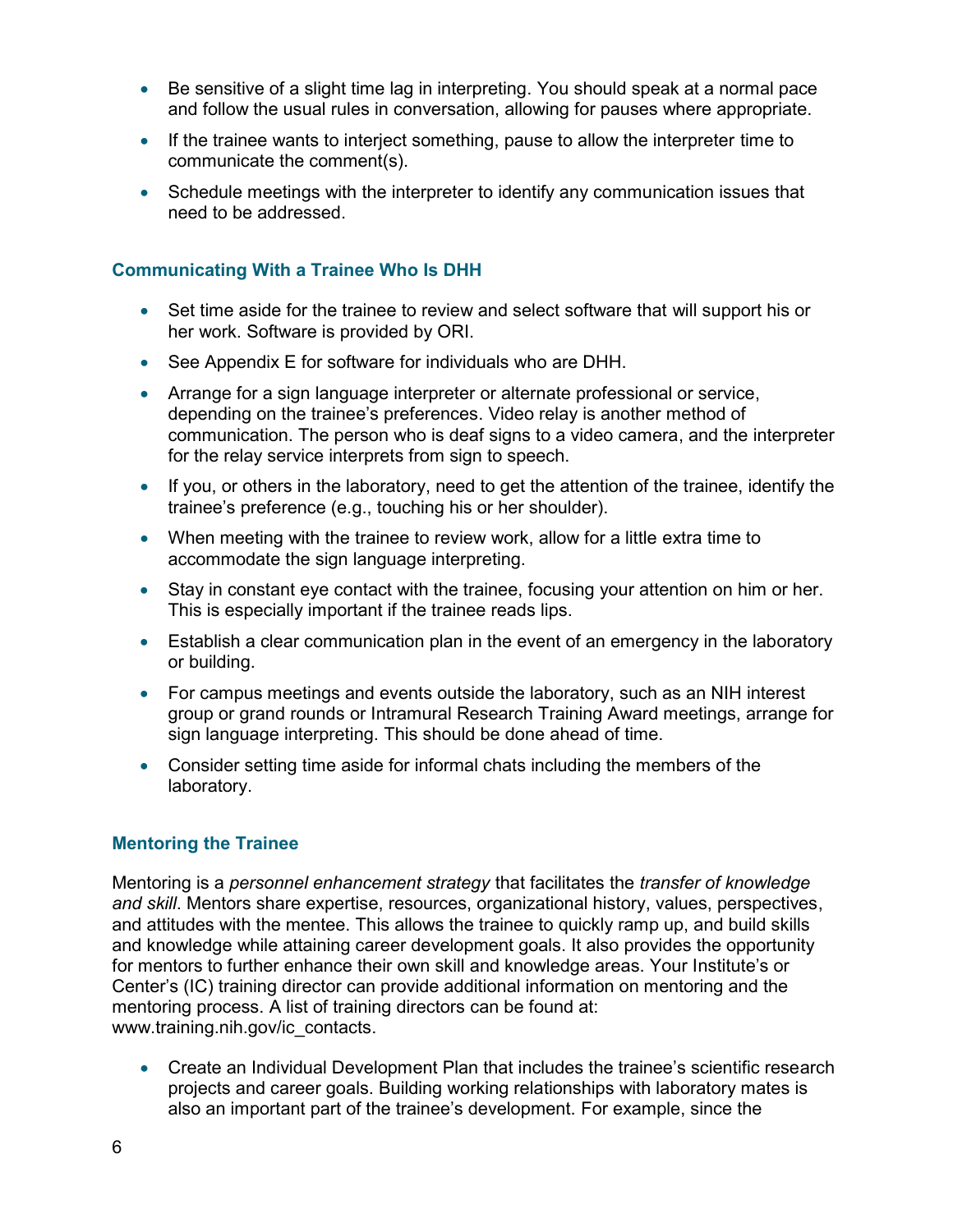- Be sensitive of a slight time lag in interpreting. You should speak at a normal pace and follow the usual rules in conversation, allowing for pauses where appropriate.
- If the trainee wants to interject something, pause to allow the interpreter time to communicate the comment(s).
- Schedule meetings with the interpreter to identify any communication issues that need to be addressed.

### Communicating With a Trainee Who Is DHH

- Set time aside for the trainee to review and select software that will support his or her work. Software is provided by ORI.
- See Appendix E for software for individuals who are DHH.
- Arrange for a sign language interpreter or alternate professional or service, depending on the trainee's preferences. Video relay is another method of communication. The person who is deaf signs to a video camera, and the interpreter for the relay service interprets from sign to speech.
- If you, or others in the laboratory, need to get the attention of the trainee, identify the trainee's preference (e.g., touching his or her shoulder).
- When meeting with the trainee to review work, allow for a little extra time to accommodate the sign language interpreting.
- Stay in constant eye contact with the trainee, focusing your attention on him or her. This is especially important if the trainee reads lips.
- Establish a clear communication plan in the event of an emergency in the laboratory or building.
- For campus meetings and events outside the laboratory, such as an NIH interest group or grand rounds or Intramural Research Training Award meetings, arrange for sign language interpreting. This should be done ahead of time.
- Consider setting time aside for informal chats including the members of the laboratory.

### Mentoring the Trainee

Mentoring is a *personnel enhancement strategy* that facilitates the *transfer of knowledge and skill*. Mentors share expertise, resources, organizational history, values, perspectives, and attitudes with the mentee. This allows the trainee to quickly ramp up, and build skills and knowledge while attaining career development goals. It also provides the opportunity for mentors to further enhance their own skill and knowledge areas. Your Institute's or Center's (IC) training director can provide additional information on mentoring and the mentoring process. A list of training directors can be found at: www.training.nih.gov/ic_contacts.

- Create an Individual Development Plan that includes the trainee's scientific research projects and career goals. Building working relationships with laboratory mates is also an important part of the trainee's development. For example, since the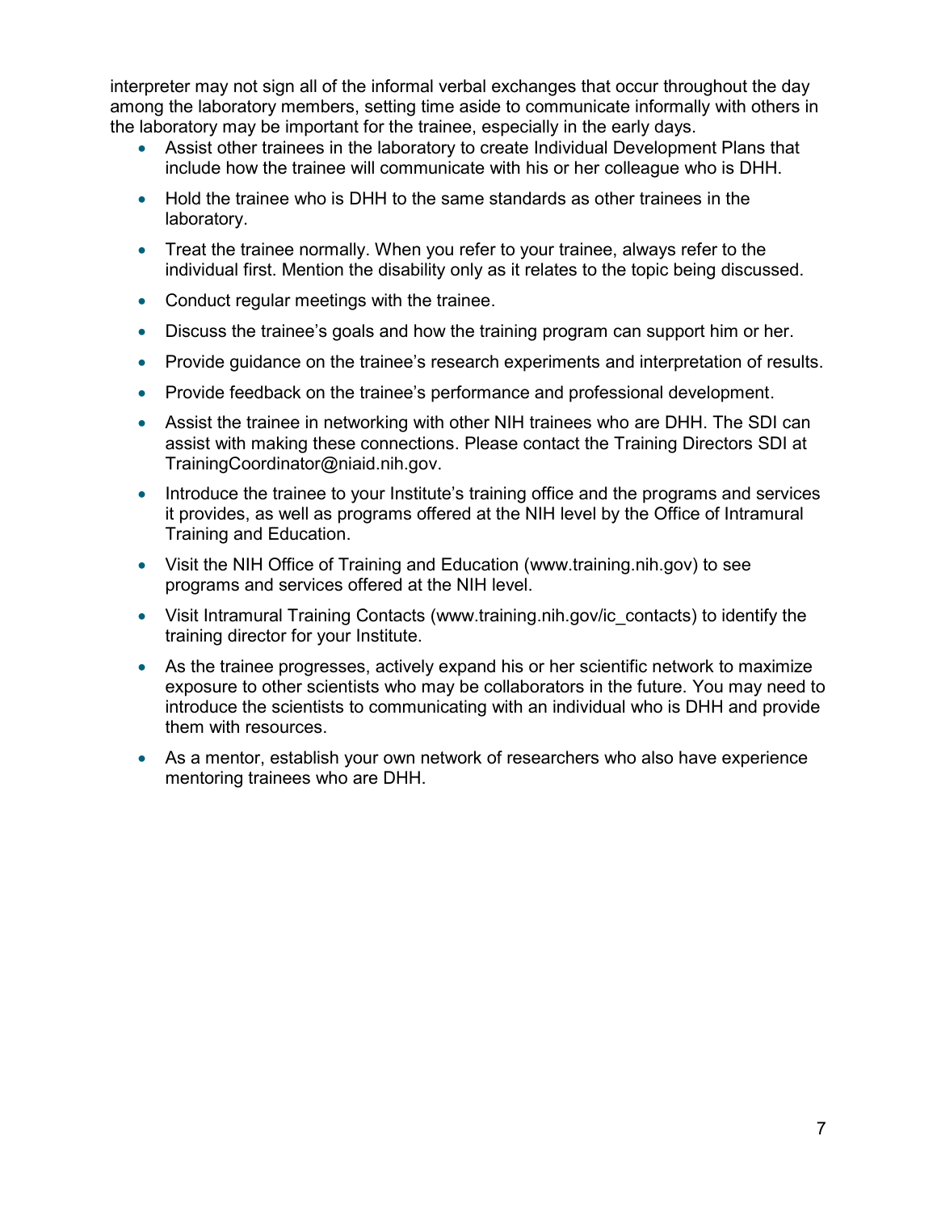interpreter may not sign all of the informal verbal exchanges that occur throughout the day among the laboratory members, setting time aside to communicate informally with others in the laboratory may be important for the trainee, especially in the early days.

- Assist other trainees in the laboratory to create Individual Development Plans that include how the trainee will communicate with his or her colleague who is DHH.
- Hold the trainee who is DHH to the same standards as other trainees in the laboratory.
- Treat the trainee normally. When you refer to your trainee, always refer to the individual first. Mention the disability only as it relates to the topic being discussed.
- Conduct regular meetings with the trainee.
- Discuss the trainee's goals and how the training program can support him or her.
- Provide guidance on the trainee's research experiments and interpretation of results.
- Provide feedback on the trainee's performance and professional development.
- Assist the trainee in networking with other NIH trainees who are DHH. The SDI can assist with making these connections. Please contact the Training Directors SDI at TrainingCoordinator@niaid.nih.gov.
- Introduce the trainee to your Institute's training office and the programs and services it provides, as well as programs offered at the NIH level by the Office of Intramural Training and Education.
- Visit the NIH Office of Training and Education (www.training.nih.gov) to see programs and services offered at the NIH level.
- Visit Intramural Training Contacts (www.training.nih.gov/ic_contacts) to identify the training director for your Institute.
- As the trainee progresses, actively expand his or her scientific network to maximize exposure to other scientists who may be collaborators in the future. You may need to introduce the scientists to communicating with an individual who is DHH and provide them with resources.
- As a mentor, establish your own network of researchers who also have experience mentoring trainees who are DHH.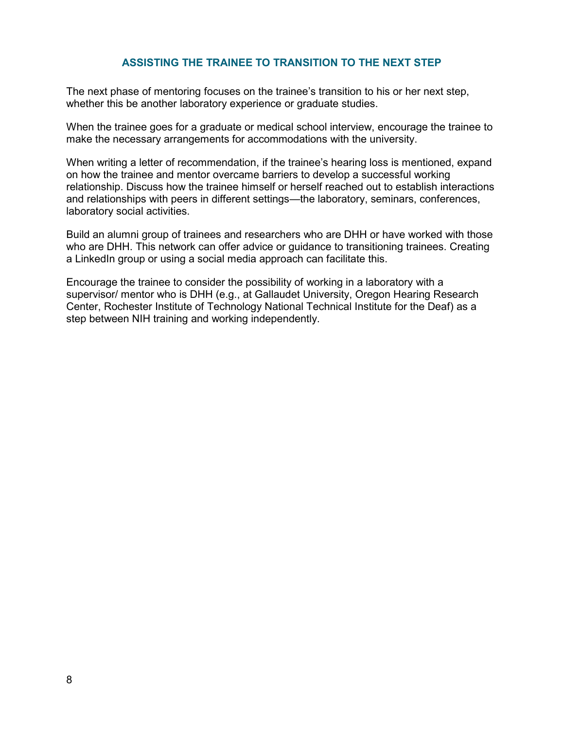## ASSISTING THE TRAINEE TO TRANSITION TO THE NEXT STEP

The next phase of mentoring focuses on the trainee's transition to his or her next step, whether this be another laboratory experience or graduate studies.

When the trainee goes for a graduate or medical school interview, encourage the trainee to make the necessary arrangements for accommodations with the university.

When writing a letter of recommendation, if the trainee's hearing loss is mentioned, expand on how the trainee and mentor overcame barriers to develop a successful working relationship. Discuss how the trainee himself or herself reached out to establish interactions and relationships with peers in different settings—the laboratory, seminars, conferences, laboratory social activities.

Build an alumni group of trainees and researchers who are DHH or have worked with those who are DHH. This network can offer advice or guidance to transitioning trainees. Creating a LinkedIn group or using a social media approach can facilitate this.

Encourage the trainee to consider the possibility of working in a laboratory with a supervisor/ mentor who is DHH (e.g., at Gallaudet University, Oregon Hearing Research Center, Rochester Institute of Technology National Technical Institute for the Deaf) as a step between NIH training and working independently.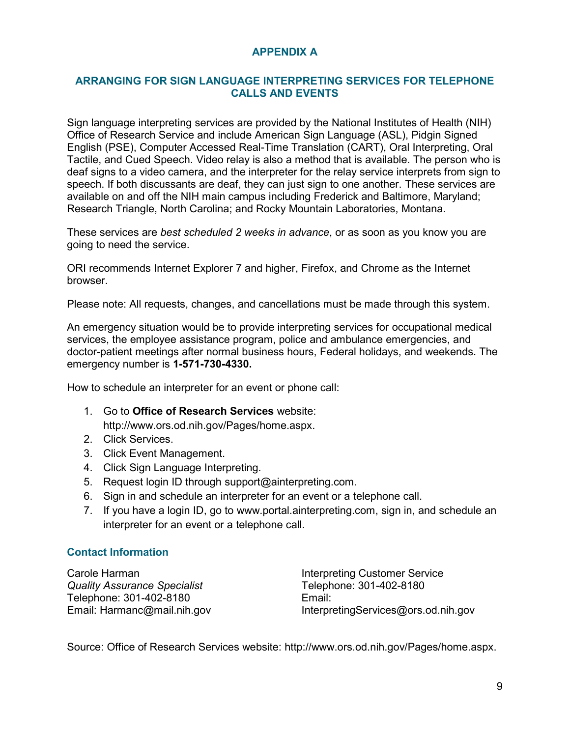# APPENDIX A

## ARRANGING FOR SIGN LANGUAGE INTERPRETING SERVICES FOR TELEPHONE CALLS AND EVENTS

Sign language interpreting services are provided by the National Institutes of Health (NIH) Office of Research Service and include American Sign Language (ASL), Pidgin Signed English (PSE), Computer Accessed Real-Time Translation (CART), Oral Interpreting, Oral Tactile, and Cued Speech. Video relay is also a method that is available. The person who is deaf signs to a video camera, and the interpreter for the relay service interprets from sign to speech. If both discussants are deaf, they can just sign to one another. These services are available on and off the NIH main campus including Frederick and Baltimore, Maryland; Research Triangle, North Carolina; and Rocky Mountain Laboratories, Montana.

These services are *best scheduled 2 weeks in advance*, or as soon as you know you are going to need the service.

ORI recommends Internet Explorer 7 and higher, Firefox, and Chrome as the Internet browser.

Please note: All requests, changes, and cancellations must be made through this system.

An emergency situation would be to provide interpreting services for occupational medical services, the employee assistance program, police and ambulance emergencies, and doctor-patient meetings after normal business hours, Federal holidays, and weekends. The emergency number is **1-571-730-4330.**

How to schedule an interpreter for an event or phone call:

1. Go to **Office of Research Services** website: http://www.ors.od.nih.gov/Pages/home.aspx.
2. Click Services.
3. Click Event Management.
4. Click Sign Language Interpreting.
5. Request login ID through support@ainterpreting.com.
6. Sign in and schedule an interpreter for an event or a telephone call.
7. If you have a login ID, go to www.portal.ainterpreting.com, sign in, and schedule an interpreter for an event or a telephone call.

### Contact Information

Carole Harman
*Quality Assurance Specialist*
Telephone: 301-402-8180
Email: Harmanc@mail.nih.gov

Interpreting Customer Service
Telephone: 301-402-8180
Email:
InterpretingServices@ors.od.nih.gov

Source: Office of Research Services website: http://www.ors.od.nih.gov/Pages/home.aspx.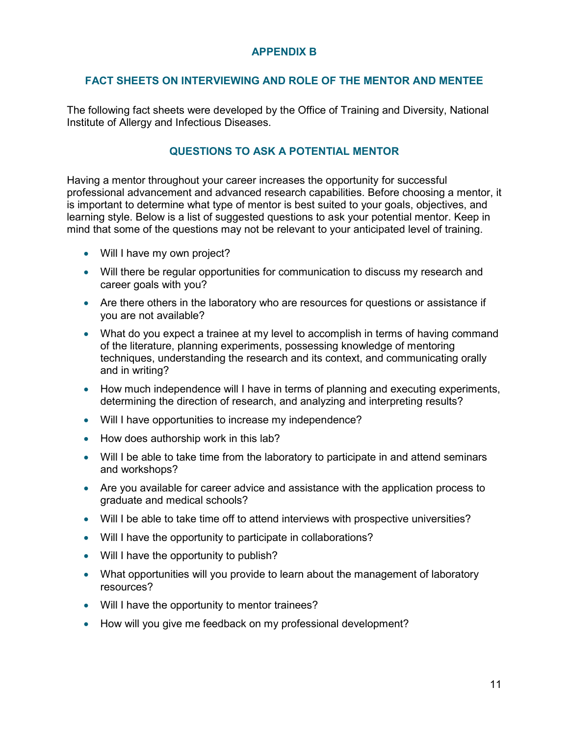# APPENDIX B

## FACT SHEETS ON INTERVIEWING AND ROLE OF THE MENTOR AND MENTEE

The following fact sheets were developed by the Office of Training and Diversity, National Institute of Allergy and Infectious Diseases.

## QUESTIONS TO ASK A POTENTIAL MENTOR

Having a mentor throughout your career increases the opportunity for successful professional advancement and advanced research capabilities. Before choosing a mentor, it is important to determine what type of mentor is best suited to your goals, objectives, and learning style. Below is a list of suggested questions to ask your potential mentor. Keep in mind that some of the questions may not be relevant to your anticipated level of training.

- Will I have my own project?
- Will there be regular opportunities for communication to discuss my research and career goals with you?
- Are there others in the laboratory who are resources for questions or assistance if you are not available?
- What do you expect a trainee at my level to accomplish in terms of having command of the literature, planning experiments, possessing knowledge of mentoring techniques, understanding the research and its context, and communicating orally and in writing?
- How much independence will I have in terms of planning and executing experiments, determining the direction of research, and analyzing and interpreting results?
- Will I have opportunities to increase my independence?
- How does authorship work in this lab?
- Will I be able to take time from the laboratory to participate in and attend seminars and workshops?
- Are you available for career advice and assistance with the application process to graduate and medical schools?
- Will I be able to take time off to attend interviews with prospective universities?
- Will I have the opportunity to participate in collaborations?
- Will I have the opportunity to publish?
- What opportunities will you provide to learn about the management of laboratory resources?
- Will I have the opportunity to mentor trainees?
- How will you give me feedback on my professional development?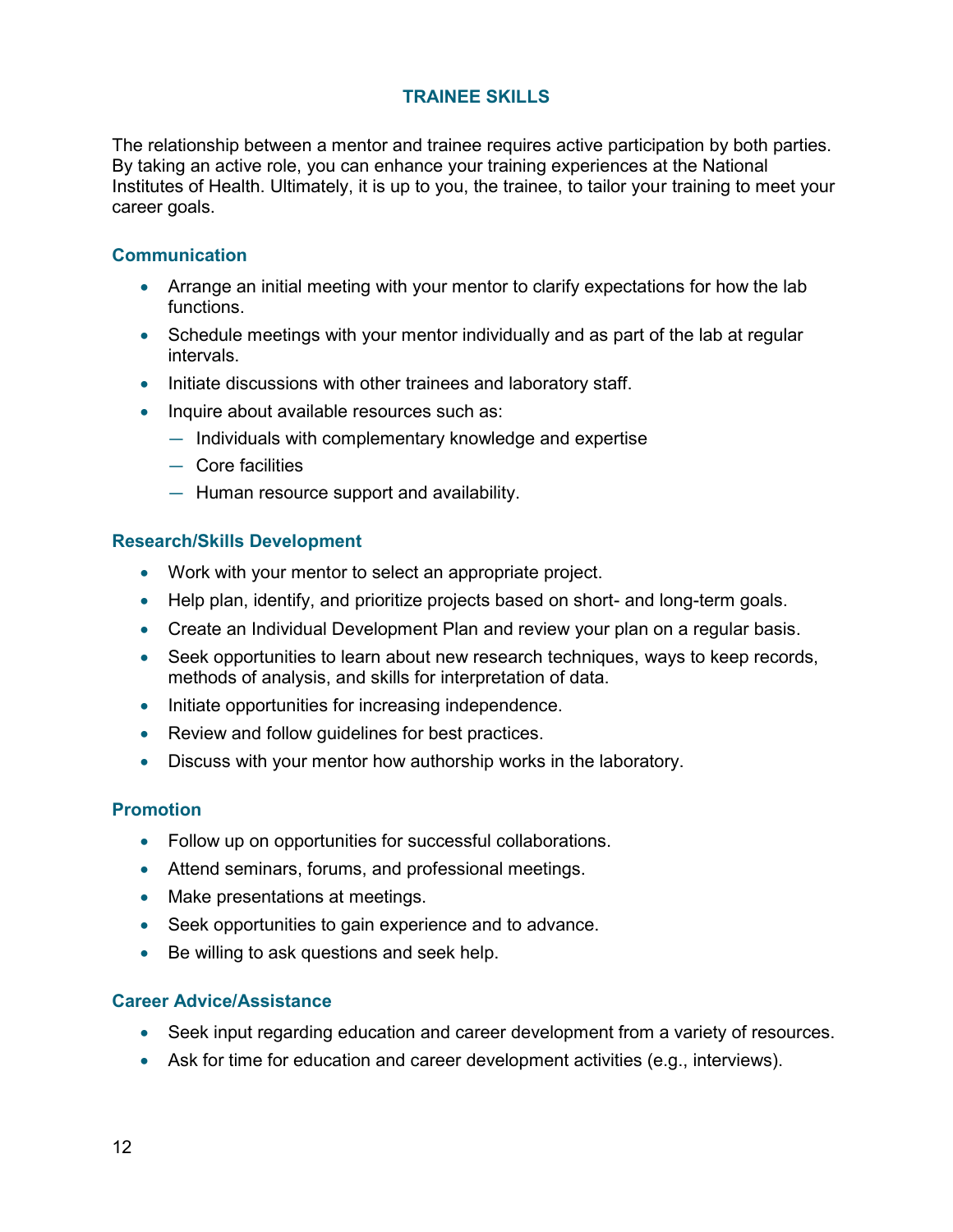## TRAINEE SKILLS

The relationship between a mentor and trainee requires active participation by both parties. By taking an active role, you can enhance your training experiences at the National Institutes of Health. Ultimately, it is up to you, the trainee, to tailor your training to meet your career goals.

### Communication

- Arrange an initial meeting with your mentor to clarify expectations for how the lab functions.
- Schedule meetings with your mentor individually and as part of the lab at regular intervals.
- Initiate discussions with other trainees and laboratory staff.
- Inquire about available resources such as:
  - Individuals with complementary knowledge and expertise
  - Core facilities
  - Human resource support and availability.

### Research/Skills Development

- Work with your mentor to select an appropriate project.
- Help plan, identify, and prioritize projects based on short- and long-term goals.
- Create an Individual Development Plan and review your plan on a regular basis.
- Seek opportunities to learn about new research techniques, ways to keep records, methods of analysis, and skills for interpretation of data.
- Initiate opportunities for increasing independence.
- Review and follow guidelines for best practices.
- Discuss with your mentor how authorship works in the laboratory.

### Promotion

- Follow up on opportunities for successful collaborations.
- Attend seminars, forums, and professional meetings.
- Make presentations at meetings.
- Seek opportunities to gain experience and to advance.
- Be willing to ask questions and seek help.

### Career Advice/Assistance

- Seek input regarding education and career development from a variety of resources.
- Ask for time for education and career development activities (e.g., interviews).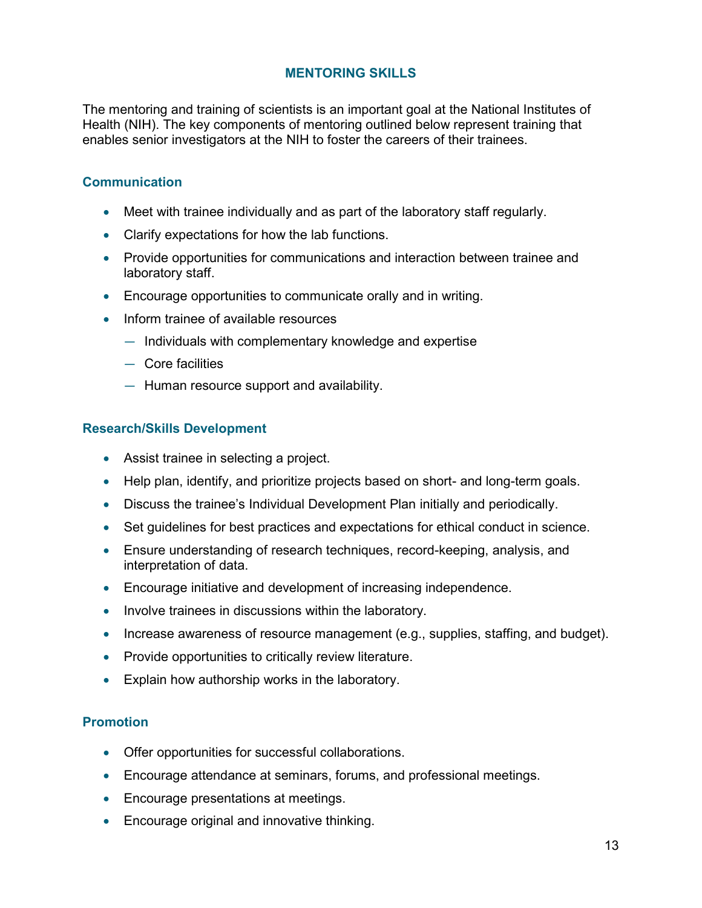## MENTORING SKILLS

The mentoring and training of scientists is an important goal at the National Institutes of Health (NIH). The key components of mentoring outlined below represent training that enables senior investigators at the NIH to foster the careers of their trainees.

### Communication

- Meet with trainee individually and as part of the laboratory staff regularly.
- Clarify expectations for how the lab functions.
- Provide opportunities for communications and interaction between trainee and laboratory staff.
- Encourage opportunities to communicate orally and in writing.
- Inform trainee of available resources
  - Individuals with complementary knowledge and expertise
  - Core facilities
  - Human resource support and availability.

### Research/Skills Development

- Assist trainee in selecting a project.
- Help plan, identify, and prioritize projects based on short- and long-term goals.
- Discuss the trainee's Individual Development Plan initially and periodically.
- Set guidelines for best practices and expectations for ethical conduct in science.
- Ensure understanding of research techniques, record-keeping, analysis, and interpretation of data.
- Encourage initiative and development of increasing independence.
- Involve trainees in discussions within the laboratory.
- Increase awareness of resource management (e.g., supplies, staffing, and budget).
- Provide opportunities to critically review literature.
- Explain how authorship works in the laboratory.

### Promotion

- Offer opportunities for successful collaborations.
- Encourage attendance at seminars, forums, and professional meetings.
- Encourage presentations at meetings.
- Encourage original and innovative thinking.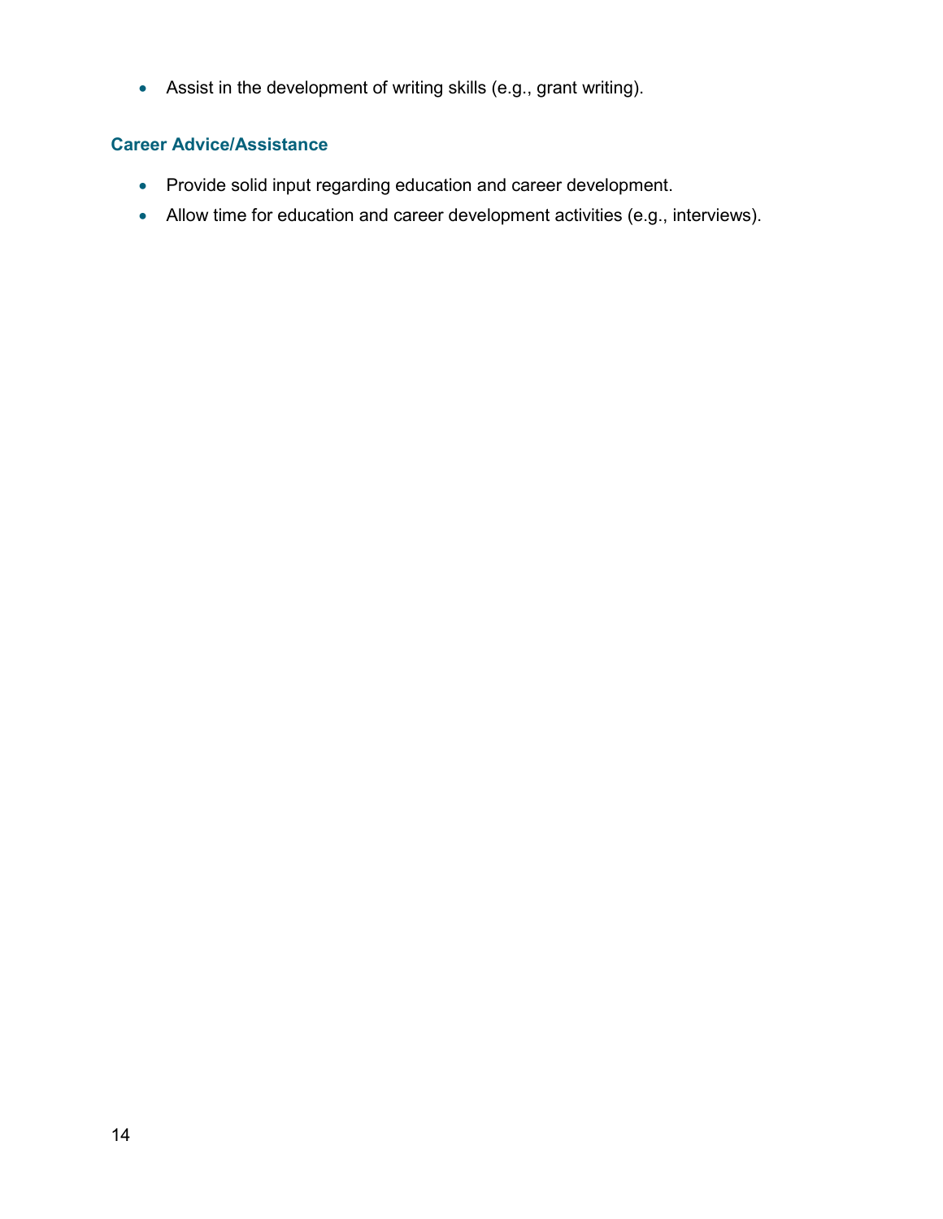- Assist in the development of writing skills (e.g., grant writing).

### Career Advice/Assistance

- Provide solid input regarding education and career development.
- Allow time for education and career development activities (e.g., interviews).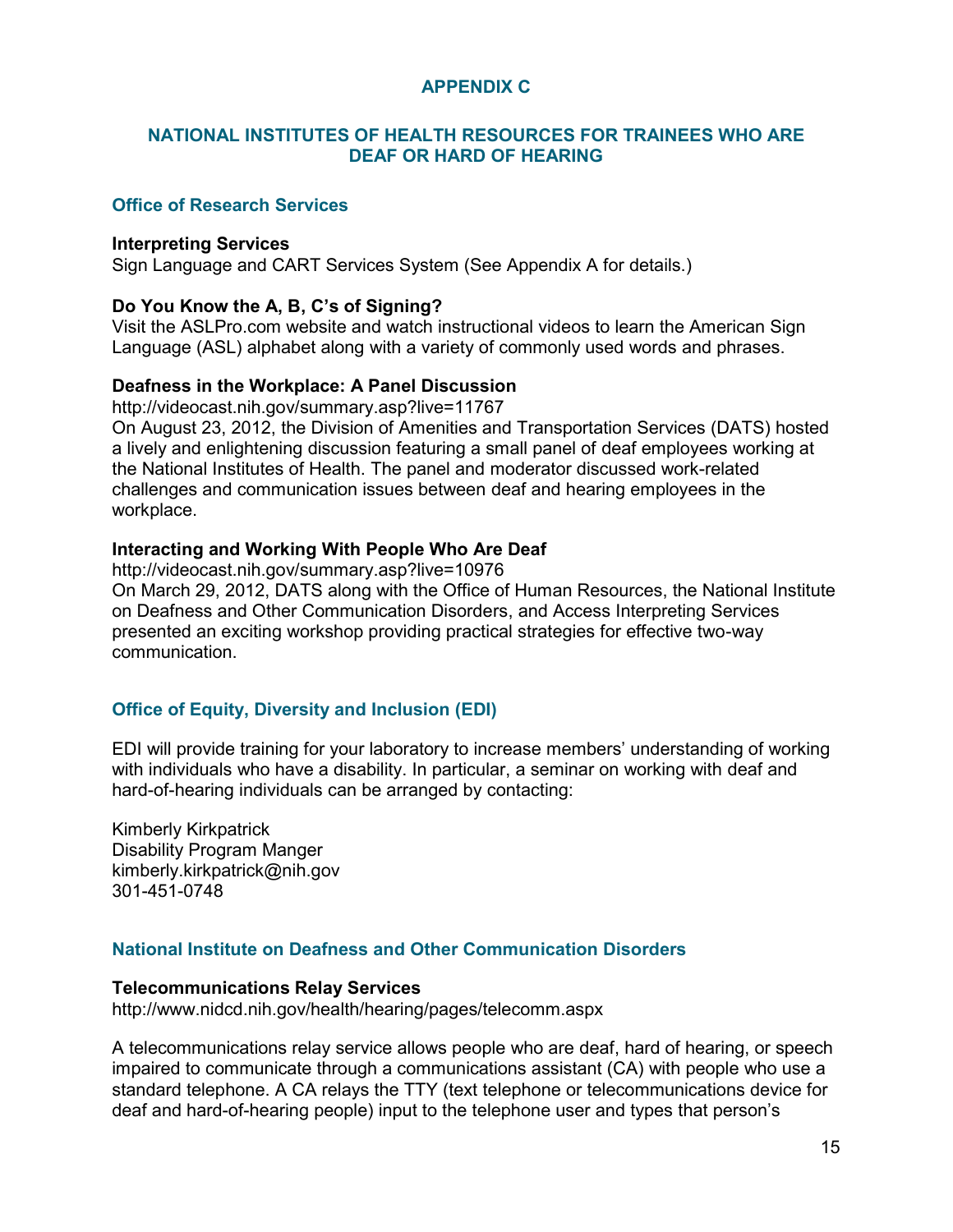# APPENDIX C

## NATIONAL INSTITUTES OF HEALTH RESOURCES FOR TRAINEES WHO ARE DEAF OR HARD OF HEARING

### Office of Research Services

**Interpreting Services**
Sign Language and CART Services System (See Appendix A for details.)

**Do You Know the A, B, C's of Signing?**
Visit the ASLPro.com website and watch instructional videos to learn the American Sign Language (ASL) alphabet along with a variety of commonly used words and phrases.

**Deafness in the Workplace: A Panel Discussion**
http://videocast.nih.gov/summary.asp?live=11767
On August 23, 2012, the Division of Amenities and Transportation Services (DATS) hosted a lively and enlightening discussion featuring a small panel of deaf employees working at the National Institutes of Health. The panel and moderator discussed work-related challenges and communication issues between deaf and hearing employees in the workplace.

**Interacting and Working With People Who Are Deaf**
http://videocast.nih.gov/summary.asp?live=10976
On March 29, 2012, DATS along with the Office of Human Resources, the National Institute on Deafness and Other Communication Disorders, and Access Interpreting Services presented an exciting workshop providing practical strategies for effective two-way communication.

### Office of Equity, Diversity and Inclusion (EDI)

EDI will provide training for your laboratory to increase members' understanding of working with individuals who have a disability. In particular, a seminar on working with deaf and hard-of-hearing individuals can be arranged by contacting:

Kimberly Kirkpatrick
Disability Program Manger
kimberly.kirkpatrick@nih.gov
301-451-0748

### National Institute on Deafness and Other Communication Disorders

**Telecommunications Relay Services**
http://www.nidcd.nih.gov/health/hearing/pages/telecomm.aspx

A telecommunications relay service allows people who are deaf, hard of hearing, or speech impaired to communicate through a communications assistant (CA) with people who use a standard telephone. A CA relays the TTY (text telephone or telecommunications device for deaf and hard-of-hearing people) input to the telephone user and types that person's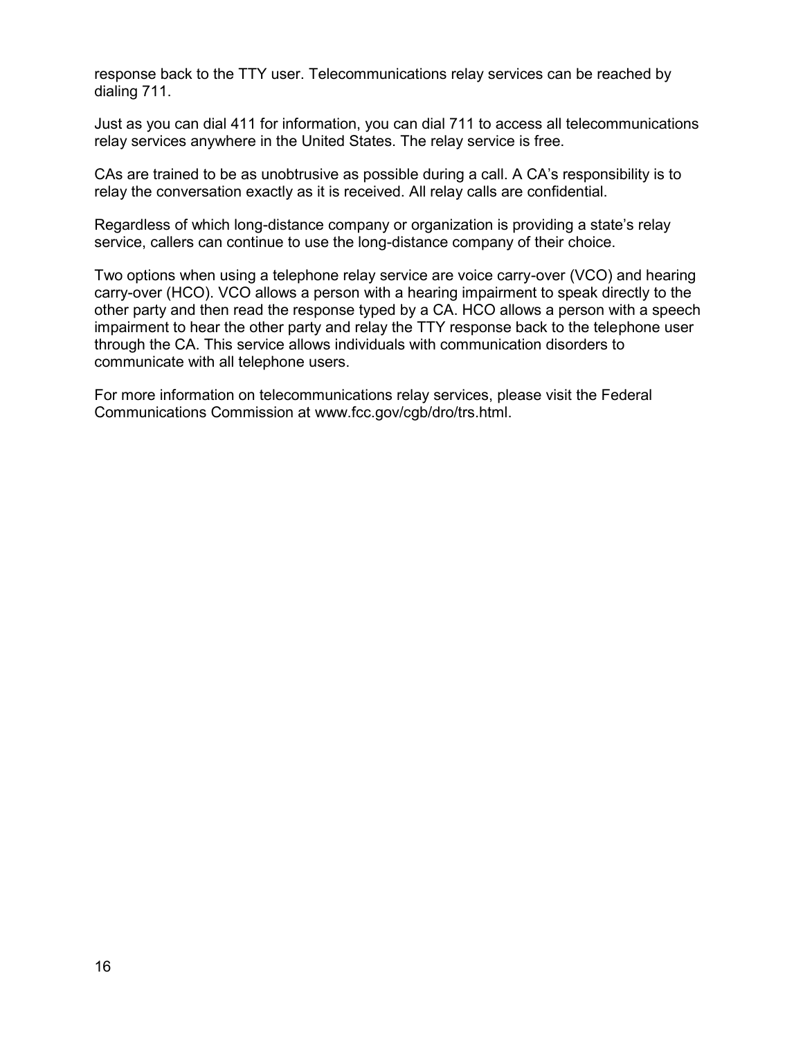response back to the TTY user. Telecommunications relay services can be reached by dialing 711.

Just as you can dial 411 for information, you can dial 711 to access all telecommunications relay services anywhere in the United States. The relay service is free.

CAs are trained to be as unobtrusive as possible during a call. A CA's responsibility is to relay the conversation exactly as it is received. All relay calls are confidential.

Regardless of which long-distance company or organization is providing a state's relay service, callers can continue to use the long-distance company of their choice.

Two options when using a telephone relay service are voice carry-over (VCO) and hearing carry-over (HCO). VCO allows a person with a hearing impairment to speak directly to the other party and then read the response typed by a CA. HCO allows a person with a speech impairment to hear the other party and relay the TTY response back to the telephone user through the CA. This service allows individuals with communication disorders to communicate with all telephone users.

For more information on telecommunications relay services, please visit the Federal Communications Commission at www.fcc.gov/cgb/dro/trs.html.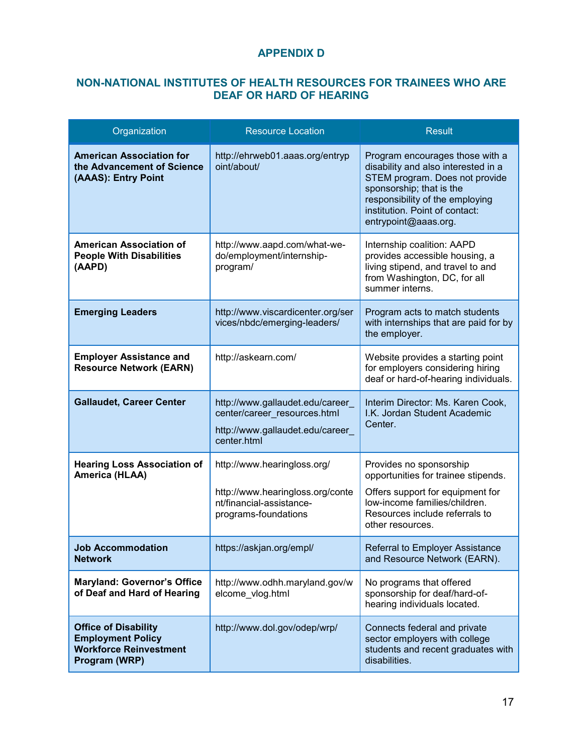# APPENDIX D

## NON-NATIONAL INSTITUTES OF HEALTH RESOURCES FOR TRAINEES WHO ARE DEAF OR HARD OF HEARING

| Organization | Resource Location | Result |
|---|---|---|
| **American Association for the Advancement of Science (AAAS): Entry Point** | http://ehrweb01.aaas.org/entrypoint/about/ | Program encourages those with a disability and also interested in a STEM program. Does not provide sponsorship; that is the responsibility of the employing institution. Point of contact: entrypoint@aaas.org. |
| **American Association of People With Disabilities (AAPD)** | http://www.aapd.com/what-we-do/employment/internship-program/ | Internship coalition: AAPD provides accessible housing, a living stipend, and travel to and from Washington, DC, for all summer interns. |
| **Emerging Leaders** | http://www.viscardicenter.org/services/nbdc/emerging-leaders/ | Program acts to match students with internships that are paid for by the employer. |
| **Employer Assistance and Resource Network (EARN)** | http://askearn.com/ | Website provides a starting point for employers considering hiring deaf or hard-of-hearing individuals. |
| **Gallaudet, Career Center** | http://www.gallaudet.edu/career_center/career_resources.html<br>http://www.gallaudet.edu/career_center.html | Interim Director: Ms. Karen Cook, I.K. Jordan Student Academic Center. |
| **Hearing Loss Association of America (HLAA)** | http://www.hearingloss.org/<br>http://www.hearingloss.org/content/financial-assistance-programs-foundations | Provides no sponsorship opportunities for trainee stipends.<br>Offers support for equipment for low-income families/children. Resources include referrals to other resources. |
| **Job Accommodation Network** | https://askjan.org/empl/ | Referral to Employer Assistance and Resource Network (EARN). |
| **Maryland: Governor's Office of Deaf and Hard of Hearing** | http://www.odhh.maryland.gov/welcome_vlog.html | No programs that offered sponsorship for deaf/hard-of-hearing individuals located. |
| **Office of Disability Employment Policy Workforce Reinvestment Program (WRP)** | http://www.dol.gov/odep/wrp/ | Connects federal and private sector employers with college students and recent graduates with disabilities. |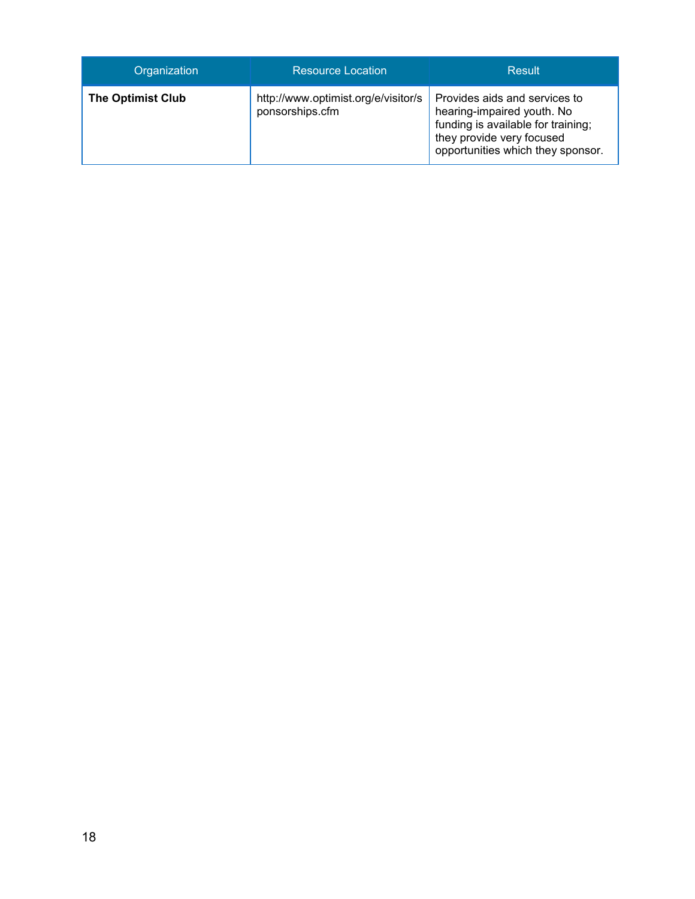| Organization | Resource Location | Result |
|---|---|---|
| **The Optimist Club** | http://www.optimist.org/e/visitor/sponsorships.cfm | Provides aids and services to hearing-impaired youth. No funding is available for training; they provide very focused opportunities which they sponsor. |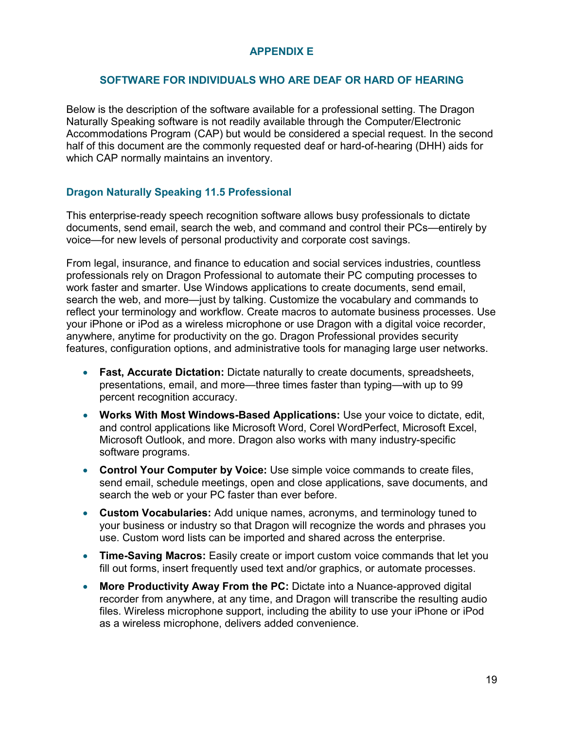## APPENDIX E

## SOFTWARE FOR INDIVIDUALS WHO ARE DEAF OR HARD OF HEARING

Below is the description of the software available for a professional setting. The Dragon Naturally Speaking software is not readily available through the Computer/Electronic Accommodations Program (CAP) but would be considered a special request. In the second half of this document are the commonly requested deaf or hard-of-hearing (DHH) aids for which CAP normally maintains an inventory.

### Dragon Naturally Speaking 11.5 Professional

This enterprise-ready speech recognition software allows busy professionals to dictate documents, send email, search the web, and command and control their PCs—entirely by voice—for new levels of personal productivity and corporate cost savings.

From legal, insurance, and finance to education and social services industries, countless professionals rely on Dragon Professional to automate their PC computing processes to work faster and smarter. Use Windows applications to create documents, send email, search the web, and more—just by talking. Customize the vocabulary and commands to reflect your terminology and workflow. Create macros to automate business processes. Use your iPhone or iPod as a wireless microphone or use Dragon with a digital voice recorder, anywhere, anytime for productivity on the go. Dragon Professional provides security features, configuration options, and administrative tools for managing large user networks.

- **Fast, Accurate Dictation:** Dictate naturally to create documents, spreadsheets, presentations, email, and more—three times faster than typing—with up to 99 percent recognition accuracy.
- **Works With Most Windows-Based Applications:** Use your voice to dictate, edit, and control applications like Microsoft Word, Corel WordPerfect, Microsoft Excel, Microsoft Outlook, and more. Dragon also works with many industry-specific software programs.
- **Control Your Computer by Voice:** Use simple voice commands to create files, send email, schedule meetings, open and close applications, save documents, and search the web or your PC faster than ever before.
- **Custom Vocabularies:** Add unique names, acronyms, and terminology tuned to your business or industry so that Dragon will recognize the words and phrases you use. Custom word lists can be imported and shared across the enterprise.
- **Time-Saving Macros:** Easily create or import custom voice commands that let you fill out forms, insert frequently used text and/or graphics, or automate processes.
- **More Productivity Away From the PC:** Dictate into a Nuance-approved digital recorder from anywhere, at any time, and Dragon will transcribe the resulting audio files. Wireless microphone support, including the ability to use your iPhone or iPod as a wireless microphone, delivers added convenience.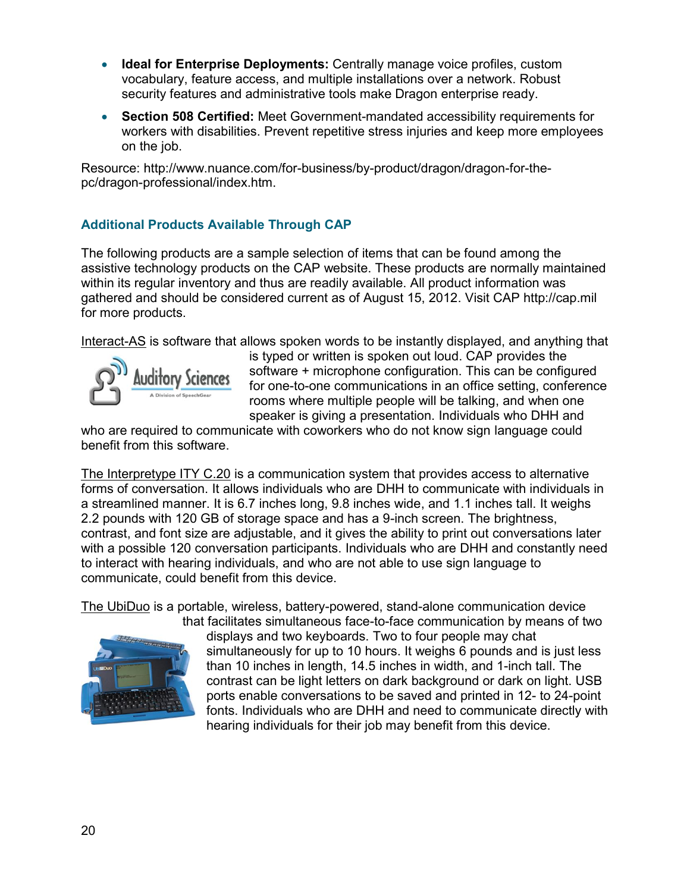- **Ideal for Enterprise Deployments:** Centrally manage voice profiles, custom vocabulary, feature access, and multiple installations over a network. Robust security features and administrative tools make Dragon enterprise ready.
- **Section 508 Certified:** Meet Government-mandated accessibility requirements for workers with disabilities. Prevent repetitive stress injuries and keep more employees on the job.

Resource: http://www.nuance.com/for-business/by-product/dragon/dragon-for-the-pc/dragon-professional/index.htm.

### Additional Products Available Through CAP

The following products are a sample selection of items that can be found among the assistive technology products on the CAP website. These products are normally maintained within its regular inventory and thus are readily available. All product information was gathered and should be considered current as of August 15, 2012. Visit CAP http://cap.mil for more products.

Interact-AS is software that allows spoken words to be instantly displayed, and anything that is typed or written is spoken out loud. CAP provides the software + microphone configuration. This can be configured for one-to-one communications in an office setting, conference rooms where multiple people will be talking, and when one speaker is giving a presentation. Individuals who DHH and who are required to communicate with coworkers who do not know sign language could benefit from this software.

The Interpretype ITY C.20 is a communication system that provides access to alternative forms of conversation. It allows individuals who are DHH to communicate with individuals in a streamlined manner. It is 6.7 inches long, 9.8 inches wide, and 1.1 inches tall. It weighs 2.2 pounds with 120 GB of storage space and has a 9-inch screen. The brightness, contrast, and font size are adjustable, and it gives the ability to print out conversations later with a possible 120 conversation participants. Individuals who are DHH and constantly need to interact with hearing individuals, and who are not able to use sign language to communicate, could benefit from this device.

The UbiDuo is a portable, wireless, battery-powered, stand-alone communication device that facilitates simultaneous face-to-face communication by means of two displays and two keyboards. Two to four people may chat simultaneously for up to 10 hours. It weighs 6 pounds and is just less than 10 inches in length, 14.5 inches in width, and 1-inch tall. The contrast can be light letters on dark background or dark on light. USB ports enable conversations to be saved and printed in 12- to 24-point fonts. Individuals who are DHH and need to communicate directly with hearing individuals for their job may benefit from this device.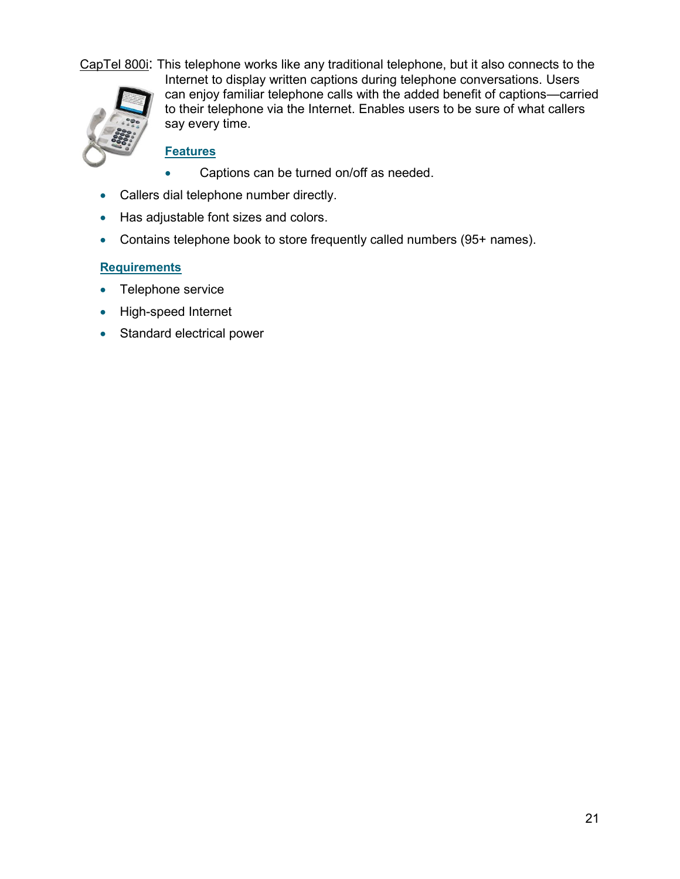CapTel 800i: This telephone works like any traditional telephone, but it also connects to the Internet to display written captions during telephone conversations. Users can enjoy familiar telephone calls with the added benefit of captions—carried to their telephone via the Internet. Enables users to be sure of what callers say every time.

**Features**

- Captions can be turned on/off as needed.
- Callers dial telephone number directly.
- Has adjustable font sizes and colors.
- Contains telephone book to store frequently called numbers (95+ names).

**Requirements**

- Telephone service
- High-speed Internet
- Standard electrical power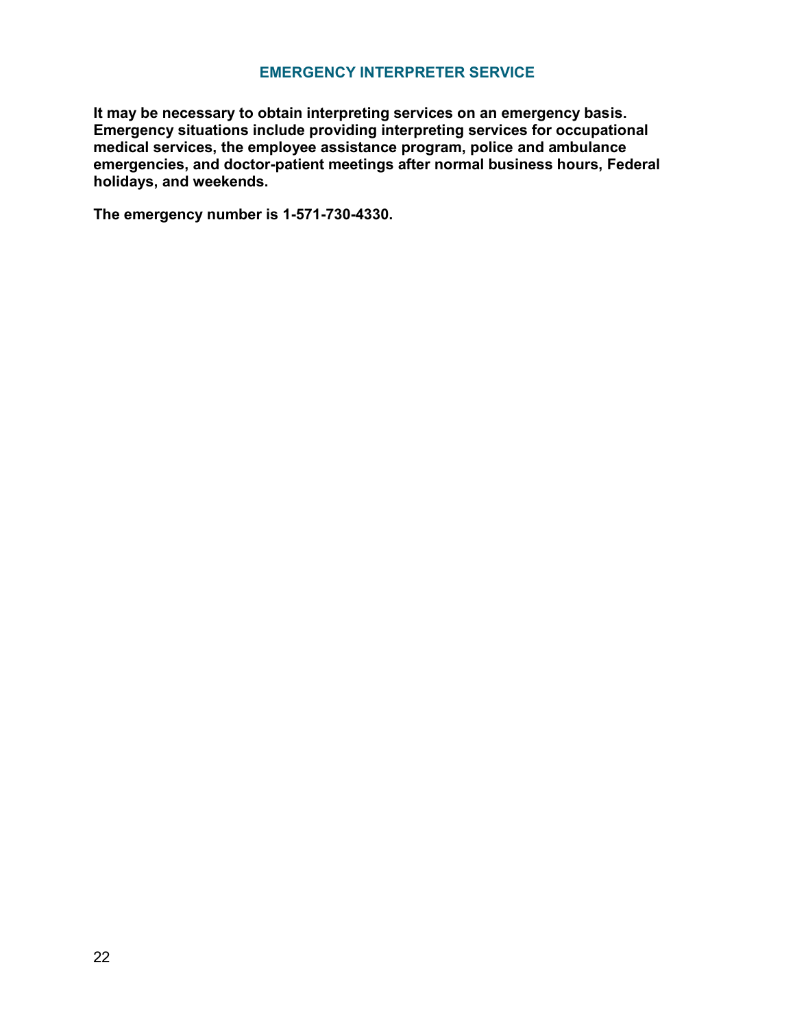## EMERGENCY INTERPRETER SERVICE

**It may be necessary to obtain interpreting services on an emergency basis. Emergency situations include providing interpreting services for occupational medical services, the employee assistance program, police and ambulance emergencies, and doctor-patient meetings after normal business hours, Federal holidays, and weekends.**

**The emergency number is 1-571-730-4330.**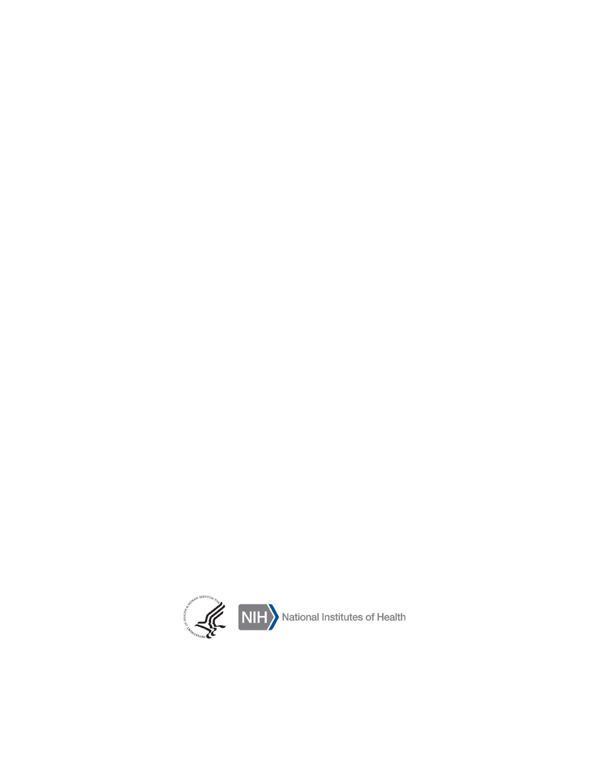National Institutes of Health